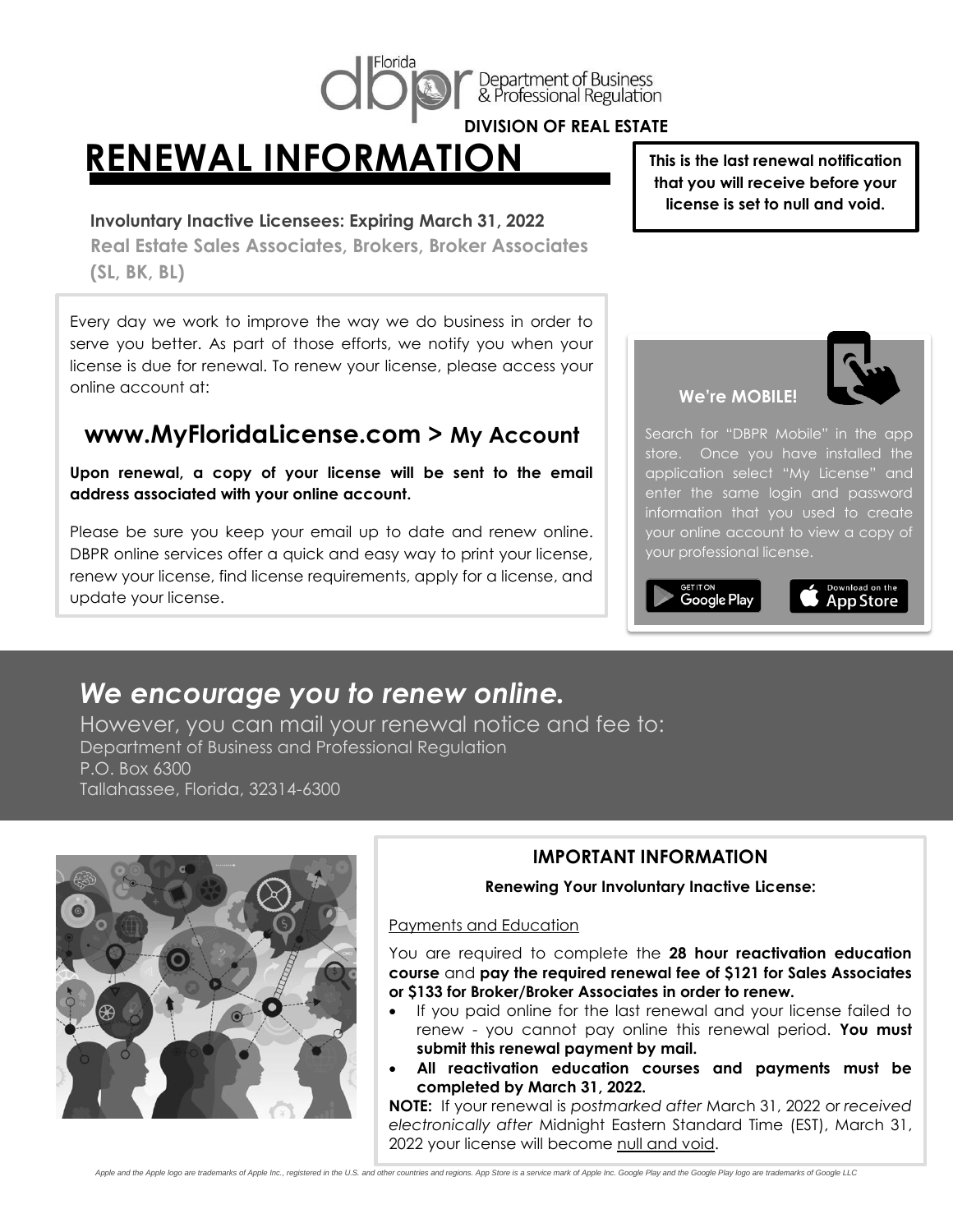Florida dbpr Department of Business & Professional Regulation

**DIVISION OF REAL ESTATE**

# RENEWAL INFORMATION

**This is the last renewal notification that you will receive before your license is set to null and void.**

**Involuntary Inactive Licensees: Expiring March 31, 2022**

**Real Estate Sales Associates, Brokers, Broker Associates (SL, BK, BL)**

Every day we work to improve the way we do business in order to serve you better. As part of those efforts, we notify you when your license is due for renewal. To renew your license, please access your online account at:

## www.MyFloridaLicense.com > My Account

**Upon renewal, a copy of your license will be sent to the email address associated with your online account.**

Please be sure you keep your email up to date and renew online. DBPR online services offer a quick and easy way to print your license, renew your license, find license requirements, apply for a license, and update your license.

**We're MOBILE!**

Search for "DBPR Mobile" in the app store. Once you have installed the application select "My License" and enter the same login and password information that you used to create your online account to view a copy of your professional license.

GET IT ON Google Play | Download on the App Store

## *We encourage you to renew online.*

However, you can mail your renewal notice and fee to:
Department of Business and Professional Regulation
P.O. Box 6300
Tallahassee, Florida, 32314-6300

### IMPORTANT INFORMATION

**Renewing Your Involuntary Inactive License:**

Payments and Education

You are required to complete the **28 hour reactivation education course** and **pay the required renewal fee of $121 for Sales Associates or $133 for Broker/Broker Associates in order to renew.**

- If you paid online for the last renewal and your license failed to renew - you cannot pay online this renewal period. **You must submit this renewal payment by mail.**
- **All reactivation education courses and payments must be completed by March 31, 2022.**

**NOTE:** If your renewal is *postmarked after* March 31, 2022 or *received electronically after* Midnight Eastern Standard Time (EST), March 31, 2022 your license will become null and void.

*Apple and the Apple logo are trademarks of Apple Inc., registered in the U.S. and other countries and regions. App Store is a service mark of Apple Inc. Google Play and the Google Play logo are trademarks of Google LLC*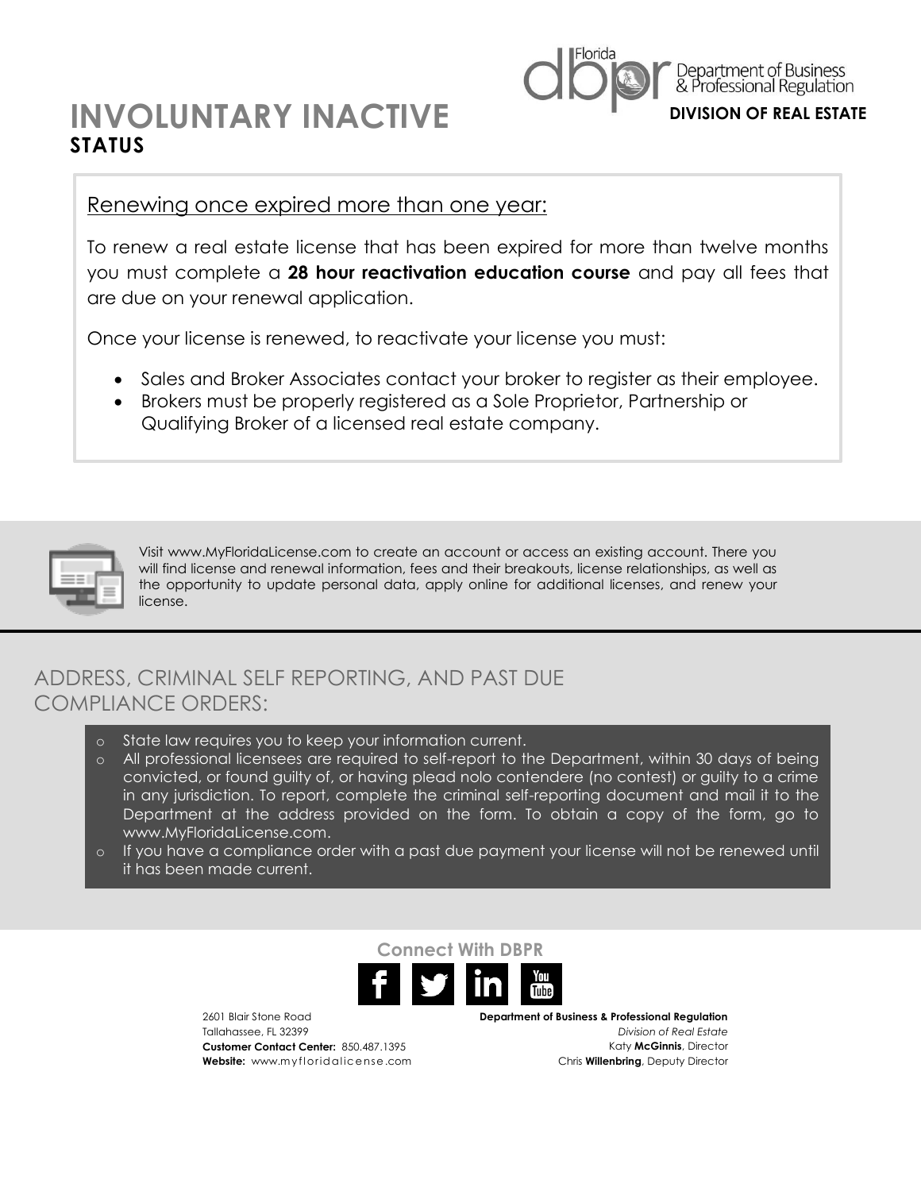# INVOLUNTARY INACTIVE STATUS

Florida Department of Business & Professional Regulation

**DIVISION OF REAL ESTATE**

## Renewing once expired more than one year:

To renew a real estate license that has been expired for more than twelve months you must complete a **28 hour reactivation education course** and pay all fees that are due on your renewal application.

Once your license is renewed, to reactivate your license you must:

- Sales and Broker Associates contact your broker to register as their employee.
- Brokers must be properly registered as a Sole Proprietor, Partnership or Qualifying Broker of a licensed real estate company.

Visit www.MyFloridaLicense.com to create an account or access an existing account. There you will find license and renewal information, fees and their breakouts, license relationships, as well as the opportunity to update personal data, apply online for additional licenses, and renew your license.

## ADDRESS, CRIMINAL SELF REPORTING, AND PAST DUE COMPLIANCE ORDERS:

- State law requires you to keep your information current.
- All professional licensees are required to self-report to the Department, within 30 days of being convicted, or found guilty of, or having plead nolo contendere (no contest) or guilty to a crime in any jurisdiction. To report, complete the criminal self-reporting document and mail it to the Department at the address provided on the form. To obtain a copy of the form, go to www.MyFloridaLicense.com.
- If you have a compliance order with a past due payment your license will not be renewed until it has been made current.

**Connect With DBPR**

2601 Blair Stone Road
Tallahassee, FL 32399
**Customer Contact Center:** 850.487.1395
**Website:** www.myfloridalicense.com

**Department of Business & Professional Regulation**
*Division of Real Estate*
Katy **McGinnis**, Director
Chris **Willenbring**, Deputy Director